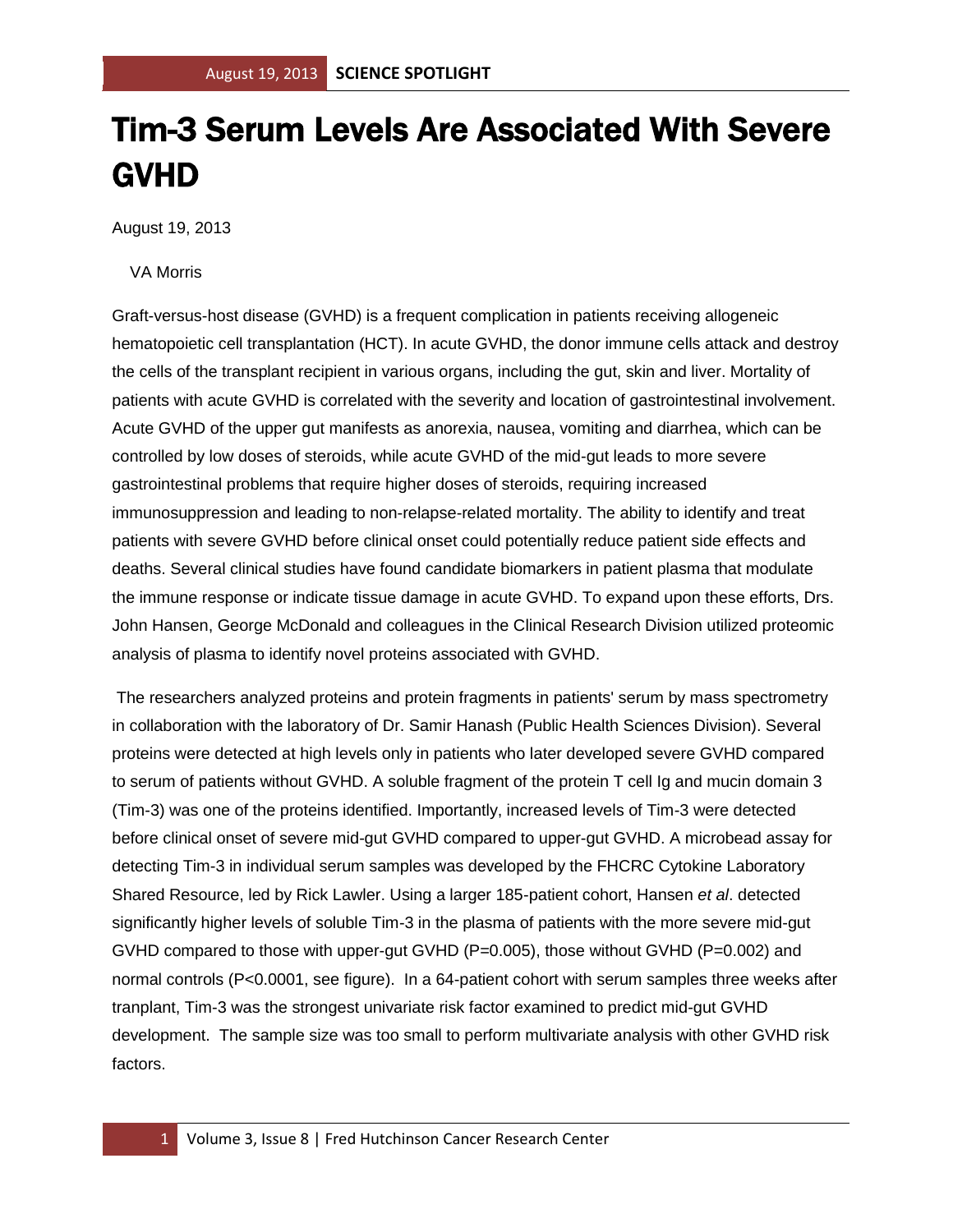# Tim-3 Serum Levels Are Associated With Severe GVHD

August 19, 2013

VA Morris

Graft-versus-host disease (GVHD) is a frequent complication in patients receiving allogeneic hematopoietic cell transplantation (HCT). In acute GVHD, the donor immune cells attack and destroy the cells of the transplant recipient in various organs, including the gut, skin and liver. Mortality of patients with acute GVHD is correlated with the severity and location of gastrointestinal involvement. Acute GVHD of the upper gut manifests as anorexia, nausea, vomiting and diarrhea, which can be controlled by low doses of steroids, while acute GVHD of the mid-gut leads to more severe gastrointestinal problems that require higher doses of steroids, requiring increased immunosuppression and leading to non-relapse-related mortality. The ability to identify and treat patients with severe GVHD before clinical onset could potentially reduce patient side effects and deaths. Several clinical studies have found candidate biomarkers in patient plasma that modulate the immune response or indicate tissue damage in acute GVHD. To expand upon these efforts, Drs. John Hansen, George McDonald and colleagues in the Clinical Research Division utilized proteomic analysis of plasma to identify novel proteins associated with GVHD.

The researchers analyzed proteins and protein fragments in patients' serum by mass spectrometry in collaboration with the laboratory of Dr. Samir Hanash (Public Health Sciences Division). Several proteins were detected at high levels only in patients who later developed severe GVHD compared to serum of patients without GVHD. A soluble fragment of the protein T cell Ig and mucin domain 3 (Tim-3) was one of the proteins identified. Importantly, increased levels of Tim-3 were detected before clinical onset of severe mid-gut GVHD compared to upper-gut GVHD. A microbead assay for detecting Tim-3 in individual serum samples was developed by the FHCRC Cytokine Laboratory Shared Resource, led by Rick Lawler. Using a larger 185-patient cohort, Hansen *et al*. detected significantly higher levels of soluble Tim-3 in the plasma of patients with the more severe mid-gut GVHD compared to those with upper-gut GVHD (P=0.005), those without GVHD (P=0.002) and normal controls (P<0.0001, see figure). In a 64-patient cohort with serum samples three weeks after tranplant, Tim-3 was the strongest univariate risk factor examined to predict mid-gut GVHD development. The sample size was too small to perform multivariate analysis with other GVHD risk factors.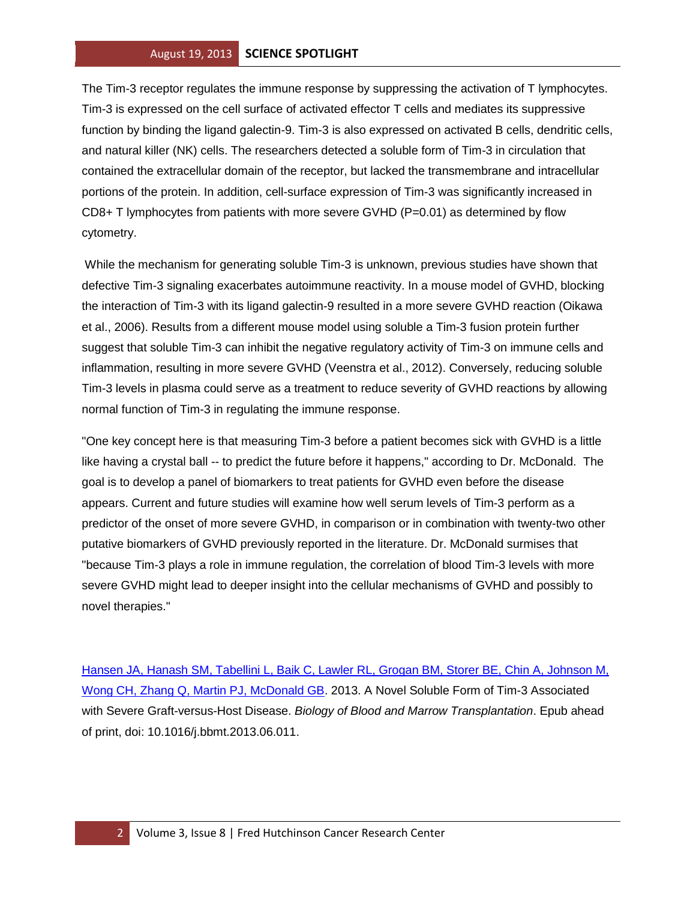The Tim-3 receptor regulates the immune response by suppressing the activation of T lymphocytes. Tim-3 is expressed on the cell surface of activated effector T cells and mediates its suppressive function by binding the ligand galectin-9. Tim-3 is also expressed on activated B cells, dendritic cells, and natural killer (NK) cells. The researchers detected a soluble form of Tim-3 in circulation that contained the extracellular domain of the receptor, but lacked the transmembrane and intracellular portions of the protein. In addition, cell-surface expression of Tim-3 was significantly increased in CD8+ T lymphocytes from patients with more severe GVHD (P=0.01) as determined by flow cytometry.

While the mechanism for generating soluble Tim-3 is unknown, previous studies have shown that defective Tim-3 signaling exacerbates autoimmune reactivity. In a mouse model of GVHD, blocking the interaction of Tim-3 with its ligand galectin-9 resulted in a more severe GVHD reaction (Oikawa et al., 2006). Results from a different mouse model using soluble a Tim-3 fusion protein further suggest that soluble Tim-3 can inhibit the negative regulatory activity of Tim-3 on immune cells and inflammation, resulting in more severe GVHD (Veenstra et al., 2012). Conversely, reducing soluble Tim-3 levels in plasma could serve as a treatment to reduce severity of GVHD reactions by allowing normal function of Tim-3 in regulating the immune response.

"One key concept here is that measuring Tim-3 before a patient becomes sick with GVHD is a little like having a crystal ball -- to predict the future before it happens," according to Dr. McDonald. The goal is to develop a panel of biomarkers to treat patients for GVHD even before the disease appears. Current and future studies will examine how well serum levels of Tim-3 perform as a predictor of the onset of more severe GVHD, in comparison or in combination with twenty-two other putative biomarkers of GVHD previously reported in the literature. Dr. McDonald surmises that "because Tim-3 plays a role in immune regulation, the correlation of blood Tim-3 levels with more severe GVHD might lead to deeper insight into the cellular mechanisms of GVHD and possibly to novel therapies."

Hansen JA, Hanash SM, Tabellini L, Baik C, Lawler RL, Grogan BM, Storer BE, Chin A, Johnson M, Wong CH, Zhang Q, Martin PJ, McDonald GB. 2013. A Novel Soluble Form of Tim-3 Associated with Severe Graft-versus-Host Disease. *Biology of Blood and Marrow Transplantation*. Epub ahead of print, doi: 10.1016/j.bbmt.2013.06.011.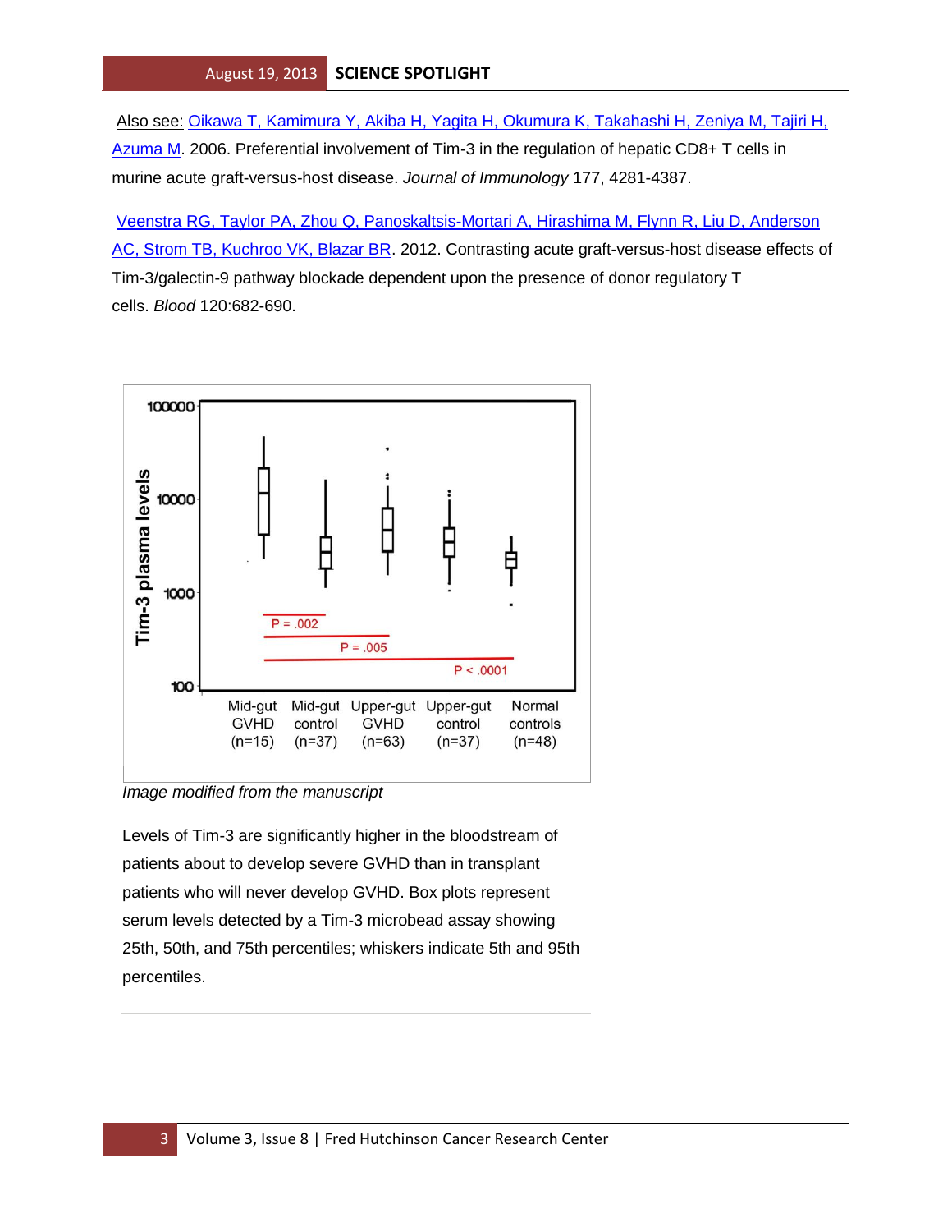Also see: Oikawa T, Kamimura Y, Akiba H, Yagita H, Okumura K, Takahashi H, Zeniya M, Tajiri H, Azuma M. 2006. Preferential involvement of Tim-3 in the regulation of hepatic CD8+ T cells in murine acute graft-versus-host disease. *Journal of Immunology* 177, 4281-4387.

Veenstra RG, Taylor PA, Zhou Q, Panoskaltsis-Mortari A, Hirashima M, Flynn R, Liu D, Anderson AC, Strom TB, Kuchroo VK, Blazar BR. 2012. Contrasting acute graft-versus-host disease effects of Tim-3/galectin-9 pathway blockade dependent upon the presence of donor regulatory T cells. *Blood* 120:682-690.

Tim-3 plasma levels

100000

10000

1000

100

P = .002

P = .005

P < .0001

Mid-gut GVHD (n=15)

Mid-gut control (n=37)

Upper-gut GVHD (n=63)

Upper-gut control (n=37)

Normal controls (n=48)

*Image modified from the manuscript*

Levels of Tim-3 are significantly higher in the bloodstream of patients about to develop severe GVHD than in transplant patients who will never develop GVHD. Box plots represent serum levels detected by a Tim-3 microbead assay showing 25th, 50th, and 75th percentiles; whiskers indicate 5th and 95th percentiles.